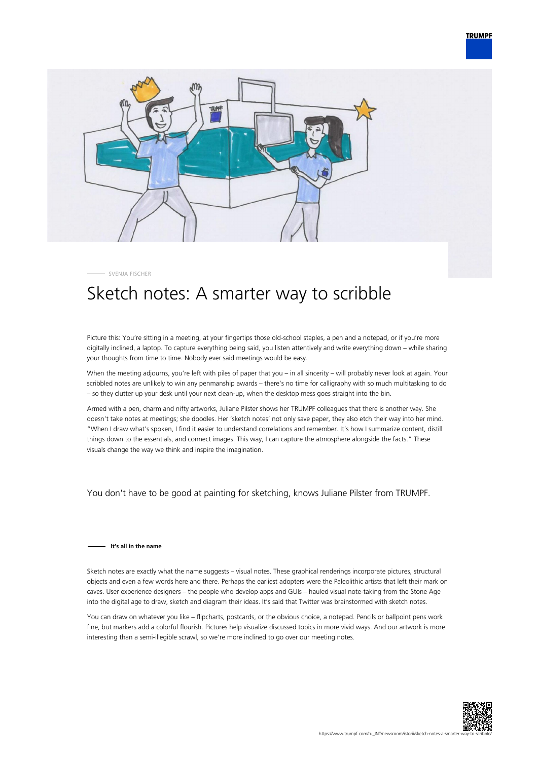SVENJA FISCHER

# Sketch notes: A smarter way to scribble

Picture this: You're sitting in a meeting, at your fingertips those old-school staples, a pen and a notepad, or if you're more digitally inclined, a laptop. To capture everything being said, you listen attentively and write everything down – while sharing your thoughts from time to time. Nobody ever said meetings would be easy.

When the meeting adjourns, you're left with piles of paper that you – in all sincerity – will probably never look at again. Your scribbled notes are unlikely to win any penmanship awards – there's no time for calligraphy with so much multitasking to do – so they clutter up your desk until your next clean-up, when the desktop mess goes straight into the bin.

Armed with a pen, charm and nifty artworks, Juliane Pilster shows her TRUMPF colleagues that there is another way. She doesn't take notes at meetings; she doodles. Her 'sketch notes' not only save paper, they also etch their way into her mind. "When I draw what's spoken, I find it easier to understand correlations and remember. It's how I summarize content, distill things down to the essentials, and connect images. This way, I can capture the atmosphere alongside the facts." These visuals change the way we think and inspire the imagination.

You don't have to be good at painting for sketching, knows Juliane Pilster from TRUMPF.

#### It's all in the name

Sketch notes are exactly what the name suggests – visual notes. These graphical renderings incorporate pictures, structural objects and even a few words here and there. Perhaps the earliest adopters were the Paleolithic artists that left their mark on caves. User experience designers – the people who develop apps and GUIs – hauled visual note-taking from the Stone Age into the digital age to draw, sketch and diagram their ideas. It's said that Twitter was brainstormed with sketch notes.

You can draw on whatever you like – flipcharts, postcards, or the obvious choice, a notepad. Pencils or ballpoint pens work fine, but markers add a colorful flourish. Pictures help visualize discussed topics in more vivid ways. And our artwork is more interesting than a semi-illegible scrawl, so we're more inclined to go over our meeting notes.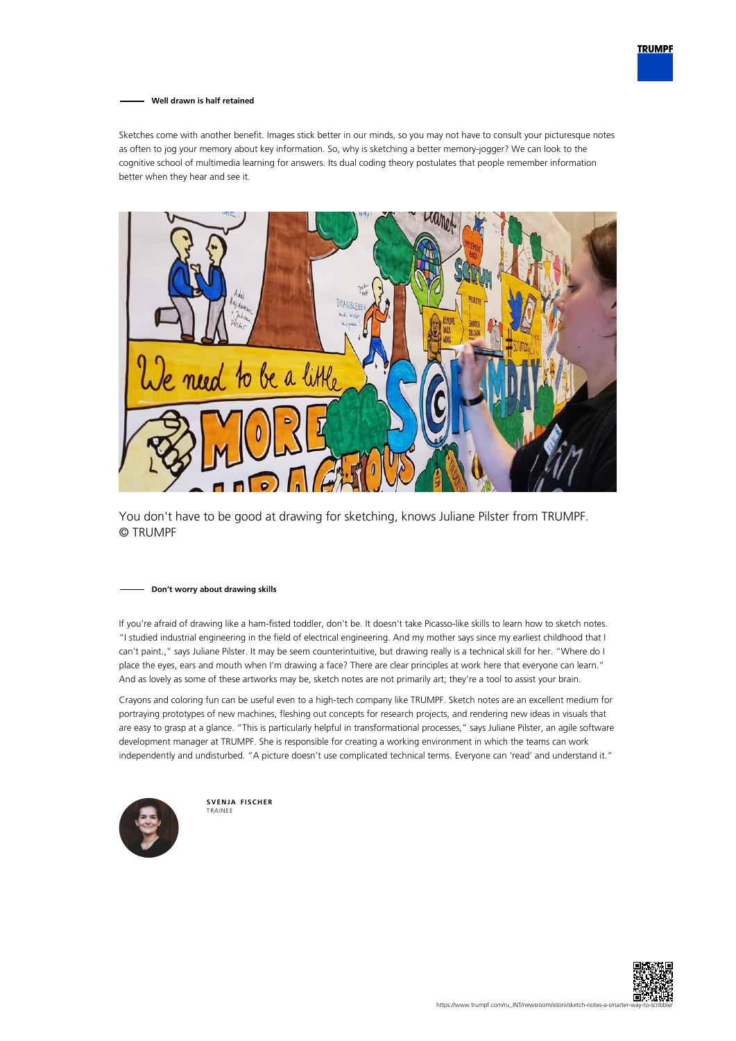## Well drawn is half retained

Sketches come with another benefit. Images stick better in our minds, so you may not have to consult your picturesque notes as often to jog your memory about key information. So, why is sketching a better memory-jogger? We can look to the cognitive school of multimedia learning for answers. Its dual coding theory postulates that people remember information better when they hear and see it.

You don't have to be good at drawing for sketching, knows Juliane Pilster from TRUMPF. © TRUMPF

## Don't worry about drawing skills

If you're afraid of drawing like a ham-fisted toddler, don't be. It doesn't take Picasso-like skills to learn how to sketch notes. "I studied industrial engineering in the field of electrical engineering. And my mother says since my earliest childhood that I can't paint.," says Juliane Pilster. It may be seem counterintuitive, but drawing really is a technical skill for her. "Where do I place the eyes, ears and mouth when I'm drawing a face? There are clear principles at work here that everyone can learn." And as lovely as some of these artworks may be, sketch notes are not primarily art; they're a tool to assist your brain.

Crayons and coloring fun can be useful even to a high-tech company like TRUMPF. Sketch notes are an excellent medium for portraying prototypes of new machines, fleshing out concepts for research projects, and rendering new ideas in visuals that are easy to grasp at a glance. "This is particularly helpful in transformational processes," says Juliane Pilster, an agile software development manager at TRUMPF. She is responsible for creating a working environment in which the teams can work independently and undisturbed. "A picture doesn't use complicated technical terms. Everyone can 'read' and understand it."

**SVENJA FISCHER**
TRAINEE